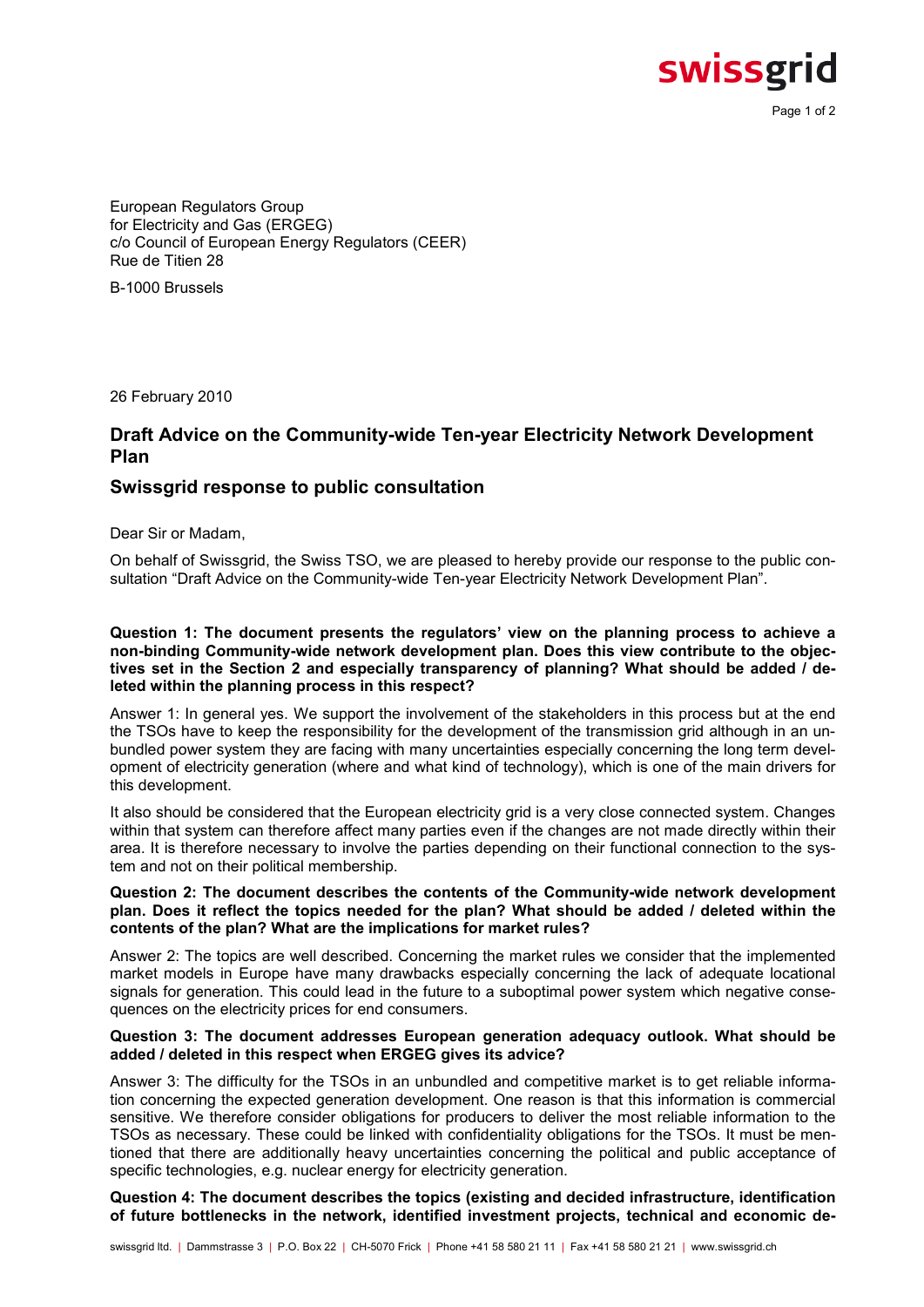European Regulators Group
for Electricity and Gas (ERGEG)
c/o Council of European Energy Regulators (CEER)
Rue de Titien 28

B-1000 Brussels

26 February 2010

## Draft Advice on the Community-wide Ten-year Electricity Network Development Plan

## Swissgrid response to public consultation

Dear Sir or Madam,

On behalf of Swissgrid, the Swiss TSO, we are pleased to hereby provide our response to the public consultation "Draft Advice on the Community-wide Ten-year Electricity Network Development Plan".

**Question 1: The document presents the regulators' view on the planning process to achieve a non-binding Community-wide network development plan. Does this view contribute to the objectives set in the Section 2 and especially transparency of planning? What should be added / deleted within the planning process in this respect?**

Answer 1: In general yes. We support the involvement of the stakeholders in this process but at the end the TSOs have to keep the responsibility for the development of the transmission grid although in an unbundled power system they are facing with many uncertainties especially concerning the long term development of electricity generation (where and what kind of technology), which is one of the main drivers for this development.

It also should be considered that the European electricity grid is a very close connected system. Changes within that system can therefore affect many parties even if the changes are not made directly within their area. It is therefore necessary to involve the parties depending on their functional connection to the system and not on their political membership.

**Question 2: The document describes the contents of the Community-wide network development plan. Does it reflect the topics needed for the plan? What should be added / deleted within the contents of the plan? What are the implications for market rules?**

Answer 2: The topics are well described. Concerning the market rules we consider that the implemented market models in Europe have many drawbacks especially concerning the lack of adequate locational signals for generation. This could lead in the future to a suboptimal power system which negative consequences on the electricity prices for end consumers.

**Question 3: The document addresses European generation adequacy outlook. What should be added / deleted in this respect when ERGEG gives its advice?**

Answer 3: The difficulty for the TSOs in an unbundled and competitive market is to get reliable information concerning the expected generation development. One reason is that this information is commercial sensitive. We therefore consider obligations for producers to deliver the most reliable information to the TSOs as necessary. These could be linked with confidentiality obligations for the TSOs. It must be mentioned that there are additionally heavy uncertainties concerning the political and public acceptance of specific technologies, e.g. nuclear energy for electricity generation.

**Question 4: The document describes the topics (existing and decided infrastructure, identification of future bottlenecks in the network, identified investment projects, technical and economic de-**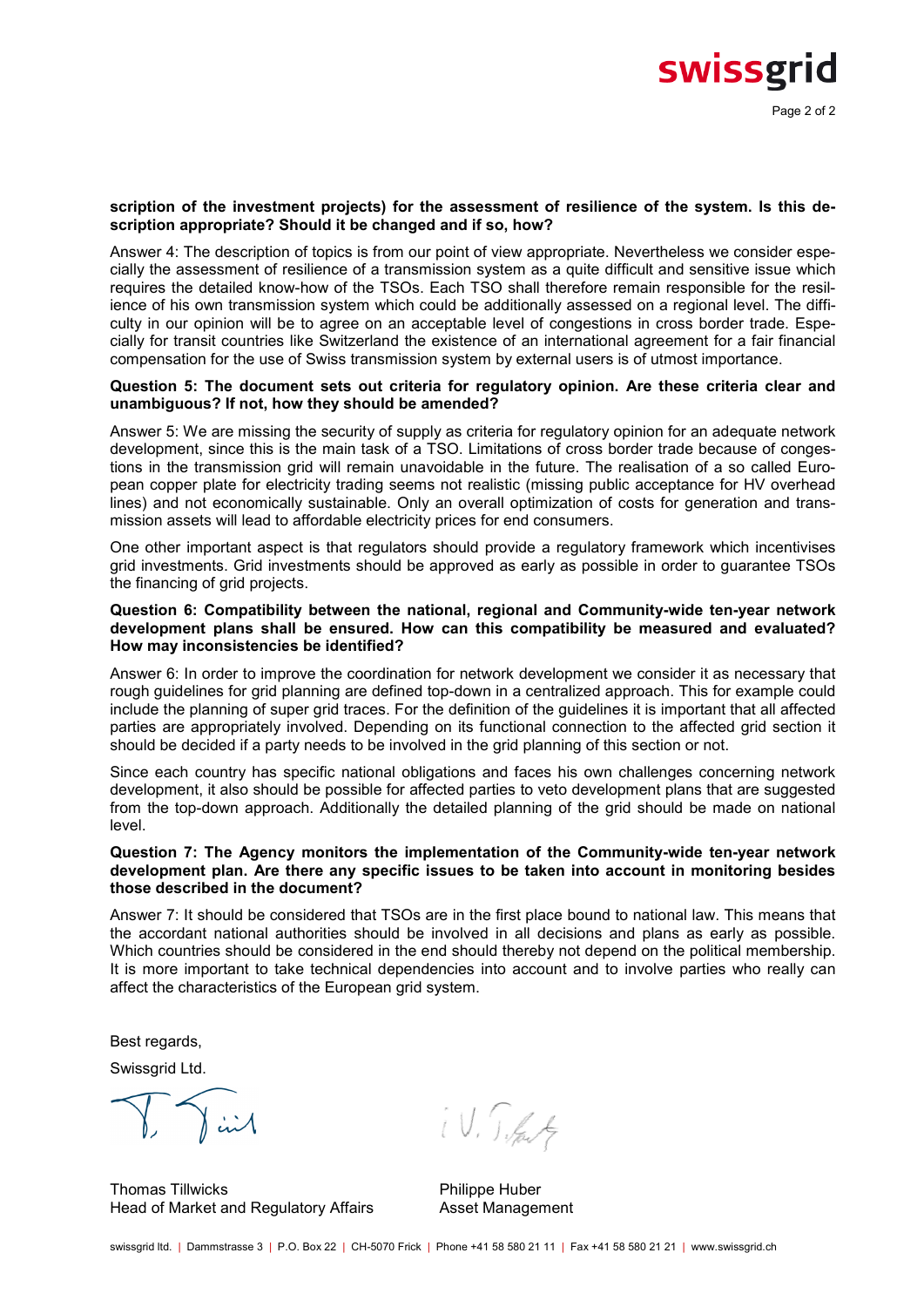**scription of the investment projects) for the assessment of resilience of the system. Is this description appropriate? Should it be changed and if so, how?**

Answer 4: The description of topics is from our point of view appropriate. Nevertheless we consider especially the assessment of resilience of a transmission system as a quite difficult and sensitive issue which requires the detailed know-how of the TSOs. Each TSO shall therefore remain responsible for the resilience of his own transmission system which could be additionally assessed on a regional level. The difficulty in our opinion will be to agree on an acceptable level of congestions in cross border trade. Especially for transit countries like Switzerland the existence of an international agreement for a fair financial compensation for the use of Swiss transmission system by external users is of utmost importance.

**Question 5: The document sets out criteria for regulatory opinion. Are these criteria clear and unambiguous? If not, how they should be amended?**

Answer 5: We are missing the security of supply as criteria for regulatory opinion for an adequate network development, since this is the main task of a TSO. Limitations of cross border trade because of congestions in the transmission grid will remain unavoidable in the future. The realisation of a so called European copper plate for electricity trading seems not realistic (missing public acceptance for HV overhead lines) and not economically sustainable. Only an overall optimization of costs for generation and transmission assets will lead to affordable electricity prices for end consumers.

One other important aspect is that regulators should provide a regulatory framework which incentivises grid investments. Grid investments should be approved as early as possible in order to guarantee TSOs the financing of grid projects.

**Question 6: Compatibility between the national, regional and Community-wide ten-year network development plans shall be ensured. How can this compatibility be measured and evaluated? How may inconsistencies be identified?**

Answer 6: In order to improve the coordination for network development we consider it as necessary that rough guidelines for grid planning are defined top-down in a centralized approach. This for example could include the planning of super grid traces. For the definition of the guidelines it is important that all affected parties are appropriately involved. Depending on its functional connection to the affected grid section it should be decided if a party needs to be involved in the grid planning of this section or not.

Since each country has specific national obligations and faces his own challenges concerning network development, it also should be possible for affected parties to veto development plans that are suggested from the top-down approach. Additionally the detailed planning of the grid should be made on national level.

**Question 7: The Agency monitors the implementation of the Community-wide ten-year network development plan. Are there any specific issues to be taken into account in monitoring besides those described in the document?**

Answer 7: It should be considered that TSOs are in the first place bound to national law. This means that the accordant national authorities should be involved in all decisions and plans as early as possible. Which countries should be considered in the end should thereby not depend on the political membership. It is more important to take technical dependencies into account and to involve parties who really can affect the characteristics of the European grid system.

Best regards,

Swissgrid Ltd.

| | |
|---|---|
| Thomas Tillwicks | Philippe Huber |
| Head of Market and Regulatory Affairs | Asset Management |

swissgrid ltd. | Dammstrasse 3 | P.O. Box 22 | CH-5070 Frick | Phone +41 58 580 21 11 | Fax +41 58 580 21 21 | www.swissgrid.ch